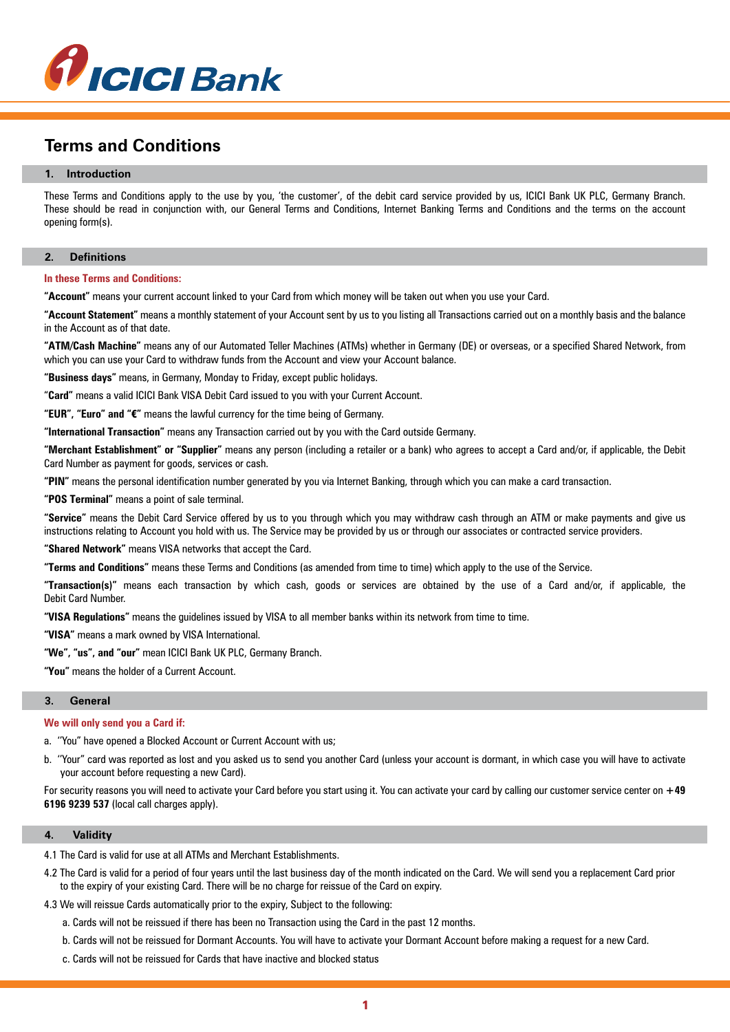# Terms and Conditions

## 1. Introduction

These Terms and Conditions apply to the use by you, 'the customer', of the debit card service provided by us, ICICI Bank UK PLC, Germany Branch. These should be read in conjunction with, our General Terms and Conditions, Internet Banking Terms and Conditions and the terms on the account opening form(s).

## 2. Definitions

**In these Terms and Conditions:**

**"Account"** means your current account linked to your Card from which money will be taken out when you use your Card.

**"Account Statement"** means a monthly statement of your Account sent by us to you listing all Transactions carried out on a monthly basis and the balance in the Account as of that date.

**"ATM/Cash Machine"** means any of our Automated Teller Machines (ATMs) whether in Germany (DE) or overseas, or a specified Shared Network, from which you can use your Card to withdraw funds from the Account and view your Account balance.

**"Business days"** means, in Germany, Monday to Friday, except public holidays.

**"Card"** means a valid ICICI Bank VISA Debit Card issued to you with your Current Account.

**"EUR", "Euro" and "€"** means the lawful currency for the time being of Germany.

**"International Transaction"** means any Transaction carried out by you with the Card outside Germany.

**"Merchant Establishment" or "Supplier"** means any person (including a retailer or a bank) who agrees to accept a Card and/or, if applicable, the Debit Card Number as payment for goods, services or cash.

**"PIN"** means the personal identification number generated by you via Internet Banking, through which you can make a card transaction.

**"POS Terminal"** means a point of sale terminal.

**"Service"** means the Debit Card Service offered by us to you through which you may withdraw cash through an ATM or make payments and give us instructions relating to Account you hold with us. The Service may be provided by us or through our associates or contracted service providers.

**"Shared Network"** means VISA networks that accept the Card.

**"Terms and Conditions"** means these Terms and Conditions (as amended from time to time) which apply to the use of the Service.

**"Transaction(s)"** means each transaction by which cash, goods or services are obtained by the use of a Card and/or, if applicable, the Debit Card Number.

**"VISA Regulations"** means the guidelines issued by VISA to all member banks within its network from time to time.

**"VISA"** means a mark owned by VISA International.

**"We", "us", and "our"** mean ICICI Bank UK PLC, Germany Branch.

**"You"** means the holder of a Current Account.

## 3. General

**We will only send you a Card if:**

a. "You" have opened a Blocked Account or Current Account with us;

b. "Your" card was reported as lost and you asked us to send you another Card (unless your account is dormant, in which case you will have to activate your account before requesting a new Card).

For security reasons you will need to activate your Card before you start using it. You can activate your card by calling our customer service center on **+49 6196 9239 537** (local call charges apply).

## 4. Validity

4.1 The Card is valid for use at all ATMs and Merchant Establishments.

4.2 The Card is valid for a period of four years until the last business day of the month indicated on the Card. We will send you a replacement Card prior to the expiry of your existing Card. There will be no charge for reissue of the Card on expiry.

4.3 We will reissue Cards automatically prior to the expiry, Subject to the following:

a. Cards will not be reissued if there has been no Transaction using the Card in the past 12 months.

b. Cards will not be reissued for Dormant Accounts. You will have to activate your Dormant Account before making a request for a new Card.

c. Cards will not be reissued for Cards that have inactive and blocked status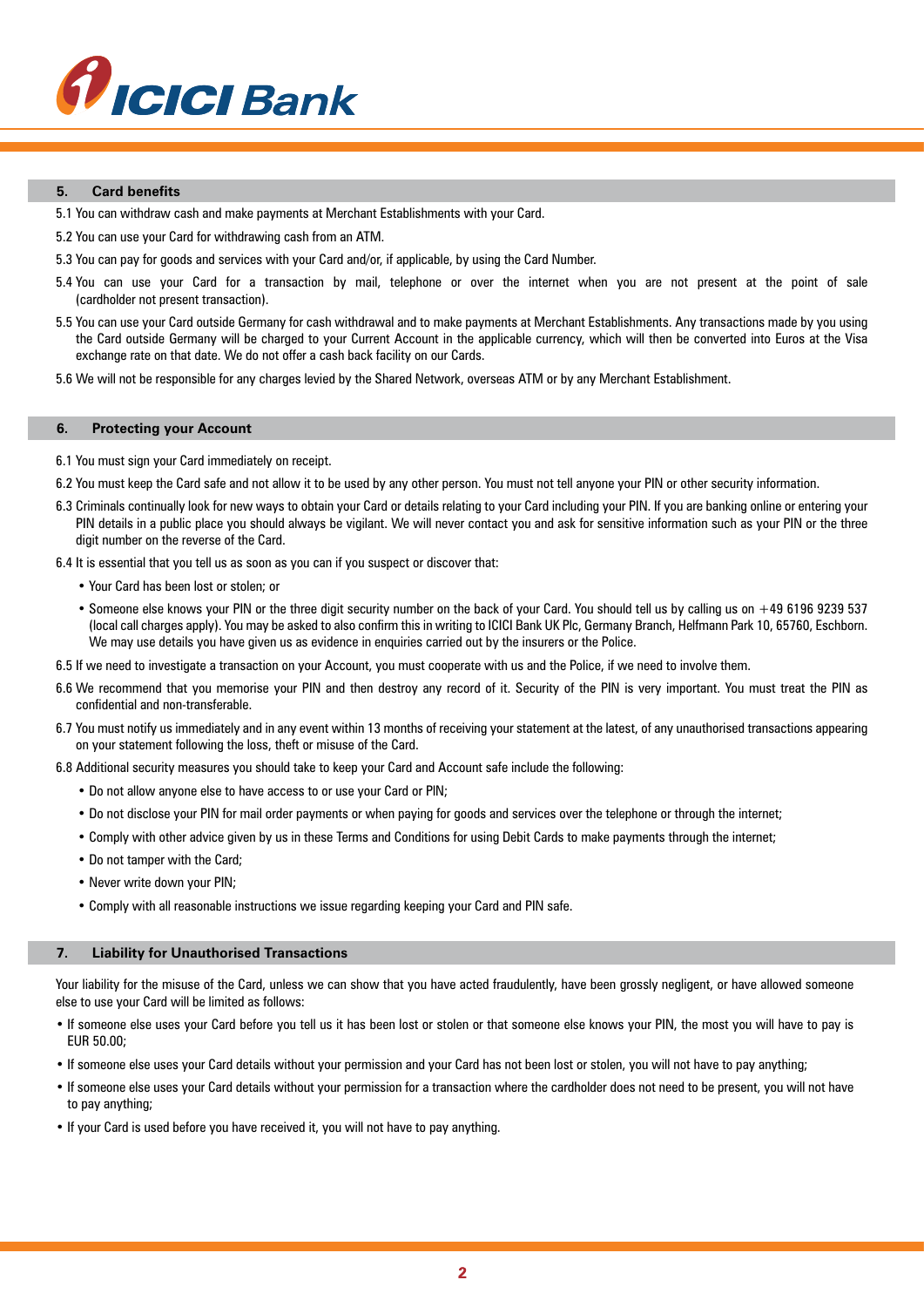## 5. Card benefits

5.1 You can withdraw cash and make payments at Merchant Establishments with your Card.

5.2 You can use your Card for withdrawing cash from an ATM.

5.3 You can pay for goods and services with your Card and/or, if applicable, by using the Card Number.

5.4 You can use your Card for a transaction by mail, telephone or over the internet when you are not present at the point of sale (cardholder not present transaction).

5.5 You can use your Card outside Germany for cash withdrawal and to make payments at Merchant Establishments. Any transactions made by you using the Card outside Germany will be charged to your Current Account in the applicable currency, which will then be converted into Euros at the Visa exchange rate on that date. We do not offer a cash back facility on our Cards.

5.6 We will not be responsible for any charges levied by the Shared Network, overseas ATM or by any Merchant Establishment.

## 6. Protecting your Account

6.1 You must sign your Card immediately on receipt.

6.2 You must keep the Card safe and not allow it to be used by any other person. You must not tell anyone your PIN or other security information.

6.3 Criminals continually look for new ways to obtain your Card or details relating to your Card including your PIN. If you are banking online or entering your PIN details in a public place you should always be vigilant. We will never contact you and ask for sensitive information such as your PIN or the three digit number on the reverse of the Card.

6.4 It is essential that you tell us as soon as you can if you suspect or discover that:

- Your Card has been lost or stolen; or
- Someone else knows your PIN or the three digit security number on the back of your Card. You should tell us by calling us on +49 6196 9239 537 (local call charges apply). You may be asked to also confirm this in writing to ICICI Bank UK Plc, Germany Branch, Helfmann Park 10, 65760, Eschborn. We may use details you have given us as evidence in enquiries carried out by the insurers or the Police.

6.5 If we need to investigate a transaction on your Account, you must cooperate with us and the Police, if we need to involve them.

6.6 We recommend that you memorise your PIN and then destroy any record of it. Security of the PIN is very important. You must treat the PIN as confidential and non-transferable.

6.7 You must notify us immediately and in any event within 13 months of receiving your statement at the latest, of any unauthorised transactions appearing on your statement following the loss, theft or misuse of the Card.

6.8 Additional security measures you should take to keep your Card and Account safe include the following:

- Do not allow anyone else to have access to or use your Card or PIN;
- Do not disclose your PIN for mail order payments or when paying for goods and services over the telephone or through the internet;
- Comply with other advice given by us in these Terms and Conditions for using Debit Cards to make payments through the internet;
- Do not tamper with the Card;
- Never write down your PIN;
- Comply with all reasonable instructions we issue regarding keeping your Card and PIN safe.

## 7. Liability for Unauthorised Transactions

Your liability for the misuse of the Card, unless we can show that you have acted fraudulently, have been grossly negligent, or have allowed someone else to use your Card will be limited as follows:

- If someone else uses your Card before you tell us it has been lost or stolen or that someone else knows your PIN, the most you will have to pay is EUR 50.00;
- If someone else uses your Card details without your permission and your Card has not been lost or stolen, you will not have to pay anything;
- If someone else uses your Card details without your permission for a transaction where the cardholder does not need to be present, you will not have to pay anything;
- If your Card is used before you have received it, you will not have to pay anything.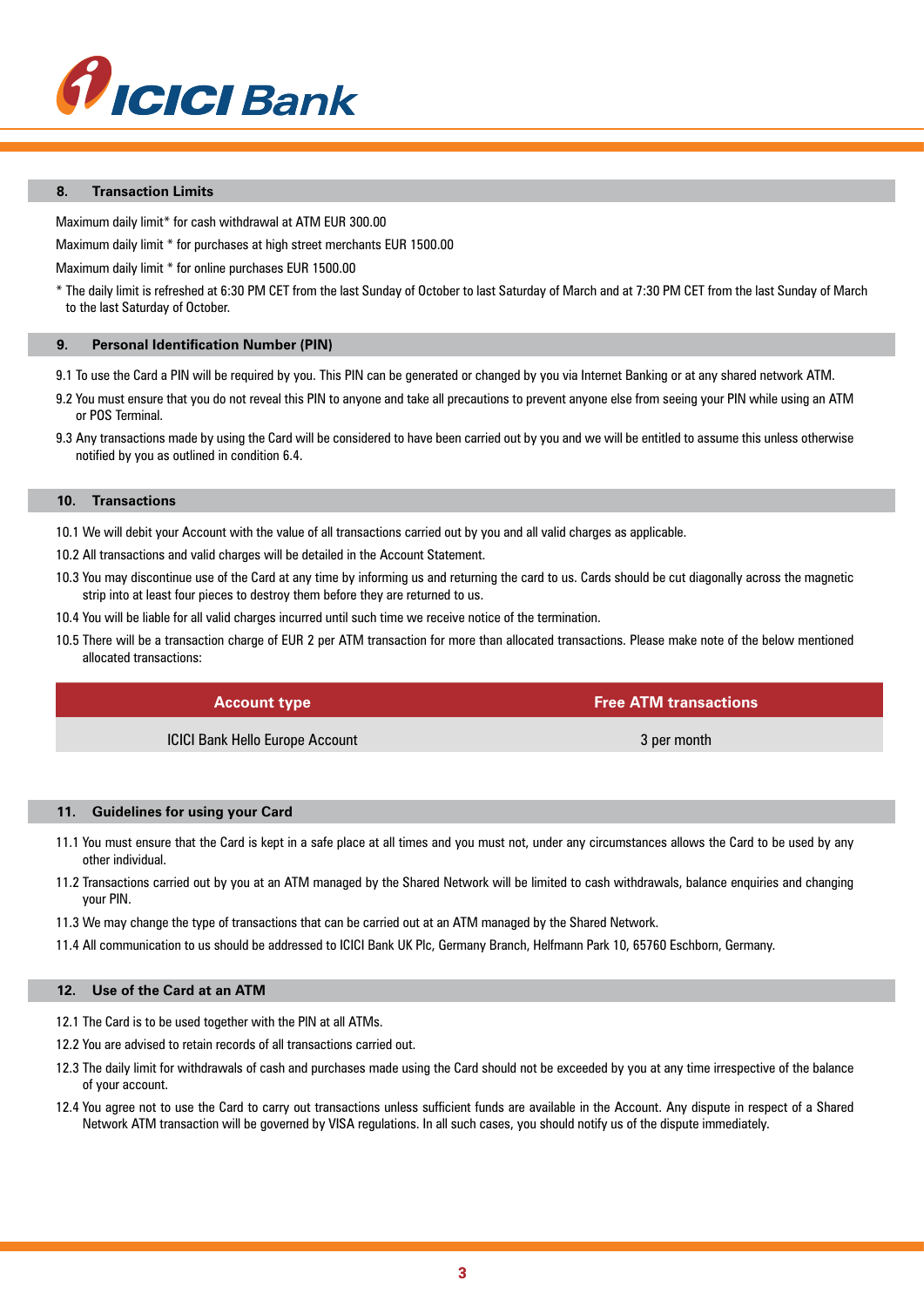## 8. Transaction Limits

Maximum daily limit* for cash withdrawal at ATM EUR 300.00

Maximum daily limit * for purchases at high street merchants EUR 1500.00

Maximum daily limit * for online purchases EUR 1500.00

* The daily limit is refreshed at 6:30 PM CET from the last Sunday of October to last Saturday of March and at 7:30 PM CET from the last Sunday of March to the last Saturday of October.

## 9. Personal Identification Number (PIN)

9.1 To use the Card a PIN will be required by you. This PIN can be generated or changed by you via Internet Banking or at any shared network ATM.

9.2 You must ensure that you do not reveal this PIN to anyone and take all precautions to prevent anyone else from seeing your PIN while using an ATM or POS Terminal.

9.3 Any transactions made by using the Card will be considered to have been carried out by you and we will be entitled to assume this unless otherwise notified by you as outlined in condition 6.4.

## 10. Transactions

10.1 We will debit your Account with the value of all transactions carried out by you and all valid charges as applicable.

10.2 All transactions and valid charges will be detailed in the Account Statement.

10.3 You may discontinue use of the Card at any time by informing us and returning the card to us. Cards should be cut diagonally across the magnetic strip into at least four pieces to destroy them before they are returned to us.

10.4 You will be liable for all valid charges incurred until such time we receive notice of the termination.

10.5 There will be a transaction charge of EUR 2 per ATM transaction for more than allocated transactions. Please make note of the below mentioned allocated transactions:

| Account type | Free ATM transactions |
|---|---|
| ICICI Bank Hello Europe Account | 3 per month |

## 11. Guidelines for using your Card

11.1 You must ensure that the Card is kept in a safe place at all times and you must not, under any circumstances allows the Card to be used by any other individual.

11.2 Transactions carried out by you at an ATM managed by the Shared Network will be limited to cash withdrawals, balance enquiries and changing your PIN.

11.3 We may change the type of transactions that can be carried out at an ATM managed by the Shared Network.

11.4 All communication to us should be addressed to ICICI Bank UK Plc, Germany Branch, Helfmann Park 10, 65760 Eschborn, Germany.

## 12. Use of the Card at an ATM

12.1 The Card is to be used together with the PIN at all ATMs.

12.2 You are advised to retain records of all transactions carried out.

12.3 The daily limit for withdrawals of cash and purchases made using the Card should not be exceeded by you at any time irrespective of the balance of your account.

12.4 You agree not to use the Card to carry out transactions unless sufficient funds are available in the Account. Any dispute in respect of a Shared Network ATM transaction will be governed by VISA regulations. In all such cases, you should notify us of the dispute immediately.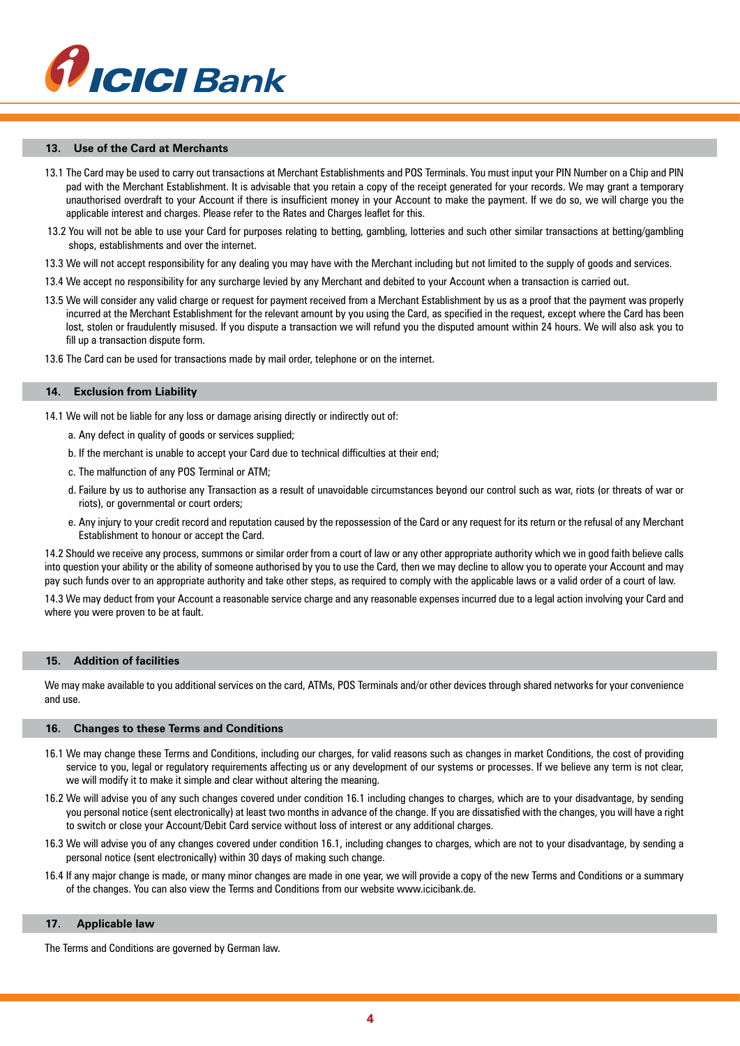## 13. Use of the Card at Merchants

13.1 The Card may be used to carry out transactions at Merchant Establishments and POS Terminals. You must input your PIN Number on a Chip and PIN pad with the Merchant Establishment. It is advisable that you retain a copy of the receipt generated for your records. We may grant a temporary unauthorised overdraft to your Account if there is insufficient money in your Account to make the payment. If we do so, we will charge you the applicable interest and charges. Please refer to the Rates and Charges leaflet for this.

13.2 You will not be able to use your Card for purposes relating to betting, gambling, lotteries and such other similar transactions at betting/gambling shops, establishments and over the internet.

13.3 We will not accept responsibility for any dealing you may have with the Merchant including but not limited to the supply of goods and services.

13.4 We accept no responsibility for any surcharge levied by any Merchant and debited to your Account when a transaction is carried out.

13.5 We will consider any valid charge or request for payment received from a Merchant Establishment by us as a proof that the payment was properly incurred at the Merchant Establishment for the relevant amount by you using the Card, as specified in the request, except where the Card has been lost, stolen or fraudulently misused. If you dispute a transaction we will refund you the disputed amount within 24 hours. We will also ask you to fill up a transaction dispute form.

13.6 The Card can be used for transactions made by mail order, telephone or on the internet.

## 14. Exclusion from Liability

14.1 We will not be liable for any loss or damage arising directly or indirectly out of:

a. Any defect in quality of goods or services supplied;

b. If the merchant is unable to accept your Card due to technical difficulties at their end;

c. The malfunction of any POS Terminal or ATM;

d. Failure by us to authorise any Transaction as a result of unavoidable circumstances beyond our control such as war, riots (or threats of war or riots), or governmental or court orders;

e. Any injury to your credit record and reputation caused by the repossession of the Card or any request for its return or the refusal of any Merchant Establishment to honour or accept the Card.

14.2 Should we receive any process, summons or similar order from a court of law or any other appropriate authority which we in good faith believe calls into question your ability or the ability of someone authorised by you to use the Card, then we may decline to allow you to operate your Account and may pay such funds over to an appropriate authority and take other steps, as required to comply with the applicable laws or a valid order of a court of law.

14.3 We may deduct from your Account a reasonable service charge and any reasonable expenses incurred due to a legal action involving your Card and where you were proven to be at fault.

## 15. Addition of facilities

We may make available to you additional services on the card, ATMs, POS Terminals and/or other devices through shared networks for your convenience and use.

## 16. Changes to these Terms and Conditions

16.1 We may change these Terms and Conditions, including our charges, for valid reasons such as changes in market Conditions, the cost of providing service to you, legal or regulatory requirements affecting us or any development of our systems or processes. If we believe any term is not clear, we will modify it to make it simple and clear without altering the meaning.

16.2 We will advise you of any such changes covered under condition 16.1 including changes to charges, which are to your disadvantage, by sending you personal notice (sent electronically) at least two months in advance of the change. If you are dissatisfied with the changes, you will have a right to switch or close your Account/Debit Card service without loss of interest or any additional charges.

16.3 We will advise you of any changes covered under condition 16.1, including changes to charges, which are not to your disadvantage, by sending a personal notice (sent electronically) within 30 days of making such change.

16.4 If any major change is made, or many minor changes are made in one year, we will provide a copy of the new Terms and Conditions or a summary of the changes. You can also view the Terms and Conditions from our website www.icicibank.de.

## 17. Applicable law

The Terms and Conditions are governed by German law.